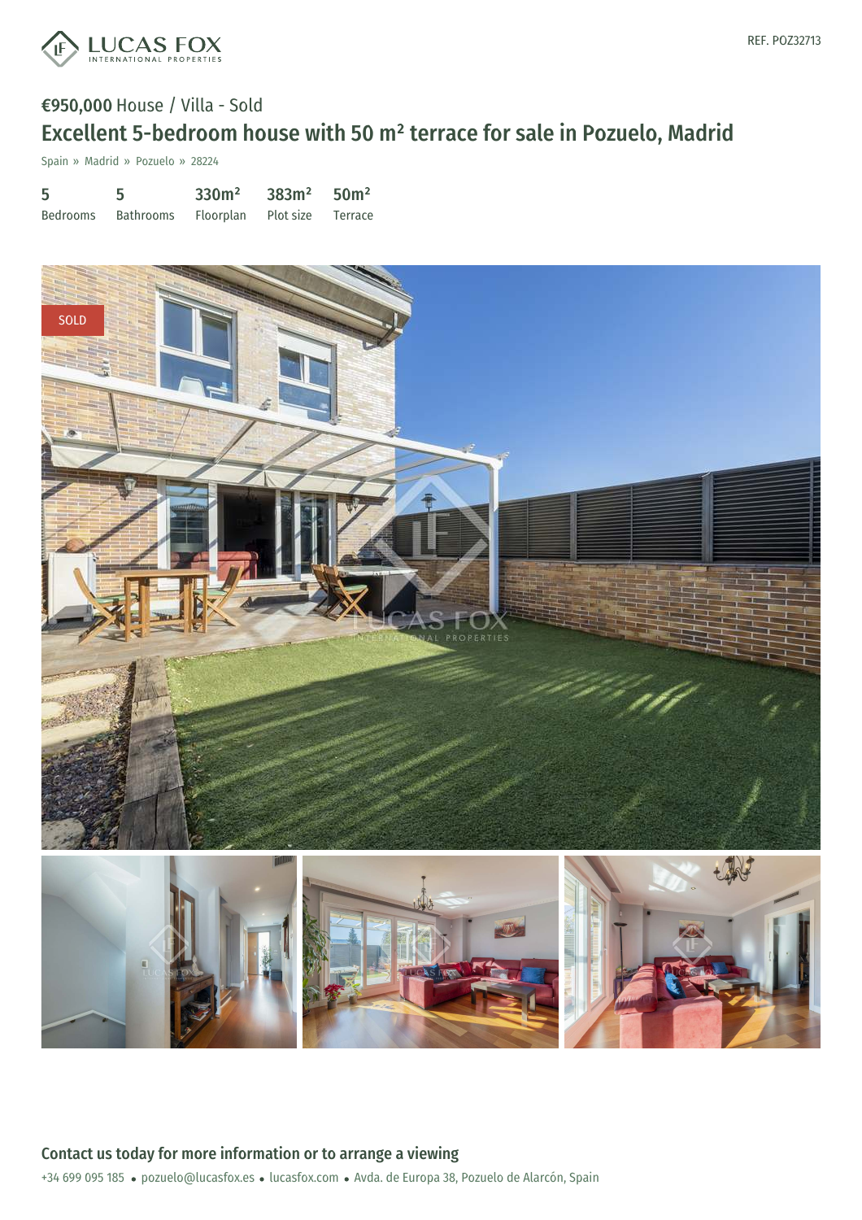REF. POZ32713

€950,000 House / Villa - Sold

# Excellent 5-bedroom house with 50 m² terrace for sale in Pozuelo, Madrid

Spain » Madrid » Pozuelo » 28224

| 5 | 5 | 330m² | 383m² | 50m² |
|---|---|---|---|---|
| Bedrooms | Bathrooms | Floorplan | Plot size | Terrace |

SOLD

## Contact us today for more information or to arrange a viewing

+34 699 095 185 • pozuelo@lucasfox.es • lucasfox.com • Avda. de Europa 38, Pozuelo de Alarcón, Spain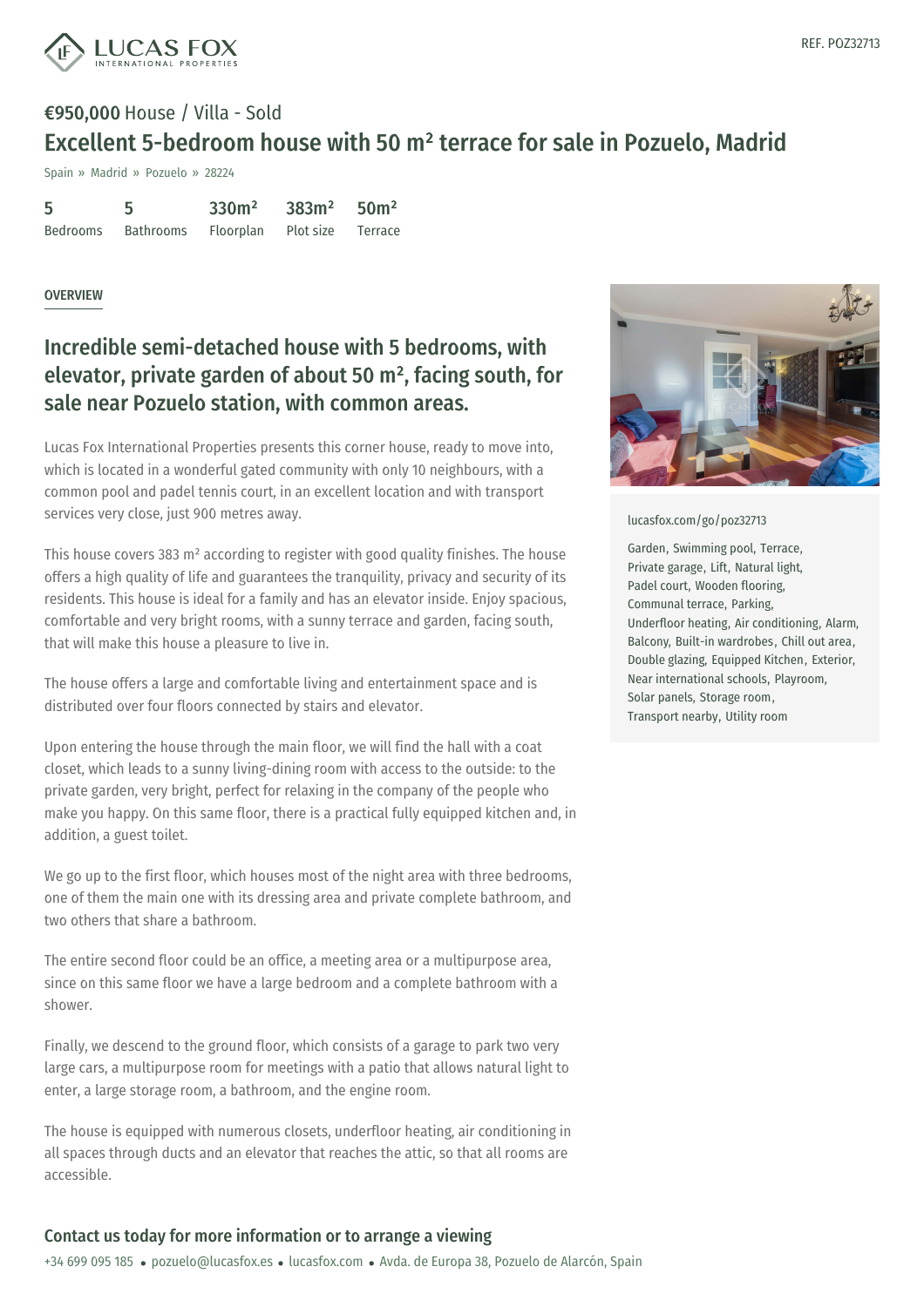REF. POZ32713

**€950,000** House / Villa - Sold

# Excellent 5-bedroom house with 50 m² terrace for sale in Pozuelo, Madrid

Spain » Madrid » Pozuelo » 28224

| 5 | 5 | 330m² | 383m² | 50m² |
|---|---|---|---|---|
| Bedrooms | Bathrooms | Floorplan | Plot size | Terrace |

OVERVIEW

## Incredible semi-detached house with 5 bedrooms, with elevator, private garden of about 50 m², facing south, for sale near Pozuelo station, with common areas.

Lucas Fox International Properties presents this corner house, ready to move into, which is located in a wonderful gated community with only 10 neighbours, with a common pool and padel tennis court, in an excellent location and with transport services very close, just 900 metres away.

This house covers 383 m² according to register with good quality finishes. The house offers a high quality of life and guarantees the tranquility, privacy and security of its residents. This house is ideal for a family and has an elevator inside. Enjoy spacious, comfortable and very bright rooms, with a sunny terrace and garden, facing south, that will make this house a pleasure to live in.

The house offers a large and comfortable living and entertainment space and is distributed over four floors connected by stairs and elevator.

Upon entering the house through the main floor, we will find the hall with a coat closet, which leads to a sunny living-dining room with access to the outside: to the private garden, very bright, perfect for relaxing in the company of the people who make you happy. On this same floor, there is a practical fully equipped kitchen and, in addition, a guest toilet.

We go up to the first floor, which houses most of the night area with three bedrooms, one of them the main one with its dressing area and private complete bathroom, and two others that share a bathroom.

The entire second floor could be an office, a meeting area or a multipurpose area, since on this same floor we have a large bedroom and a complete bathroom with a shower.

Finally, we descend to the ground floor, which consists of a garage to park two very large cars, a multipurpose room for meetings with a patio that allows natural light to enter, a large storage room, a bathroom, and the engine room.

The house is equipped with numerous closets, underfloor heating, air conditioning in all spaces through ducts and an elevator that reaches the attic, so that all rooms are accessible.

lucasfox.com/go/poz32713

Garden, Swimming pool, Terrace, Private garage, Lift, Natural light, Padel court, Wooden flooring, Communal terrace, Parking, Underfloor heating, Air conditioning, Alarm, Balcony, Built-in wardrobes, Chill out area, Double glazing, Equipped Kitchen, Exterior, Near international schools, Playroom, Solar panels, Storage room, Transport nearby, Utility room

## Contact us today for more information or to arrange a viewing

+34 699 095 185 • pozuelo@lucasfox.es • lucasfox.com • Avda. de Europa 38, Pozuelo de Alarcón, Spain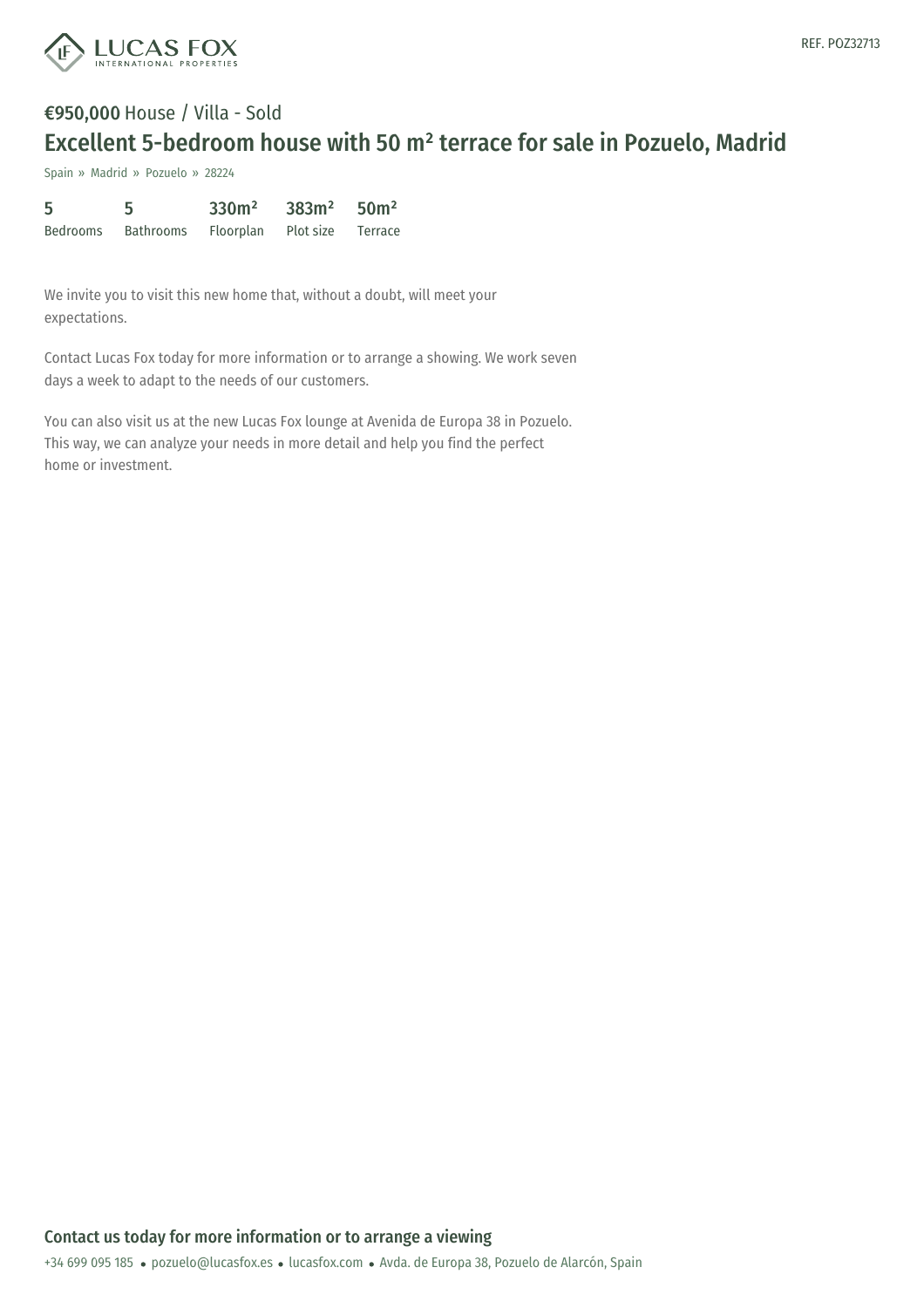REF. POZ32713

**€950,000** House / Villa - Sold

# Excellent 5-bedroom house with 50 m² terrace for sale in Pozuelo, Madrid

Spain » Madrid » Pozuelo » 28224

| 5 | 5 | 330m² | 383m² | 50m² |
|---|---|---|---|---|
| Bedrooms | Bathrooms | Floorplan | Plot size | Terrace |

We invite you to visit this new home that, without a doubt, will meet your expectations.

Contact Lucas Fox today for more information or to arrange a showing. We work seven days a week to adapt to the needs of our customers.

You can also visit us at the new Lucas Fox lounge at Avenida de Europa 38 in Pozuelo. This way, we can analyze your needs in more detail and help you find the perfect home or investment.

## Contact us today for more information or to arrange a viewing

+34 699 095 185 • pozuelo@lucasfox.es • lucasfox.com • Avda. de Europa 38, Pozuelo de Alarcón, Spain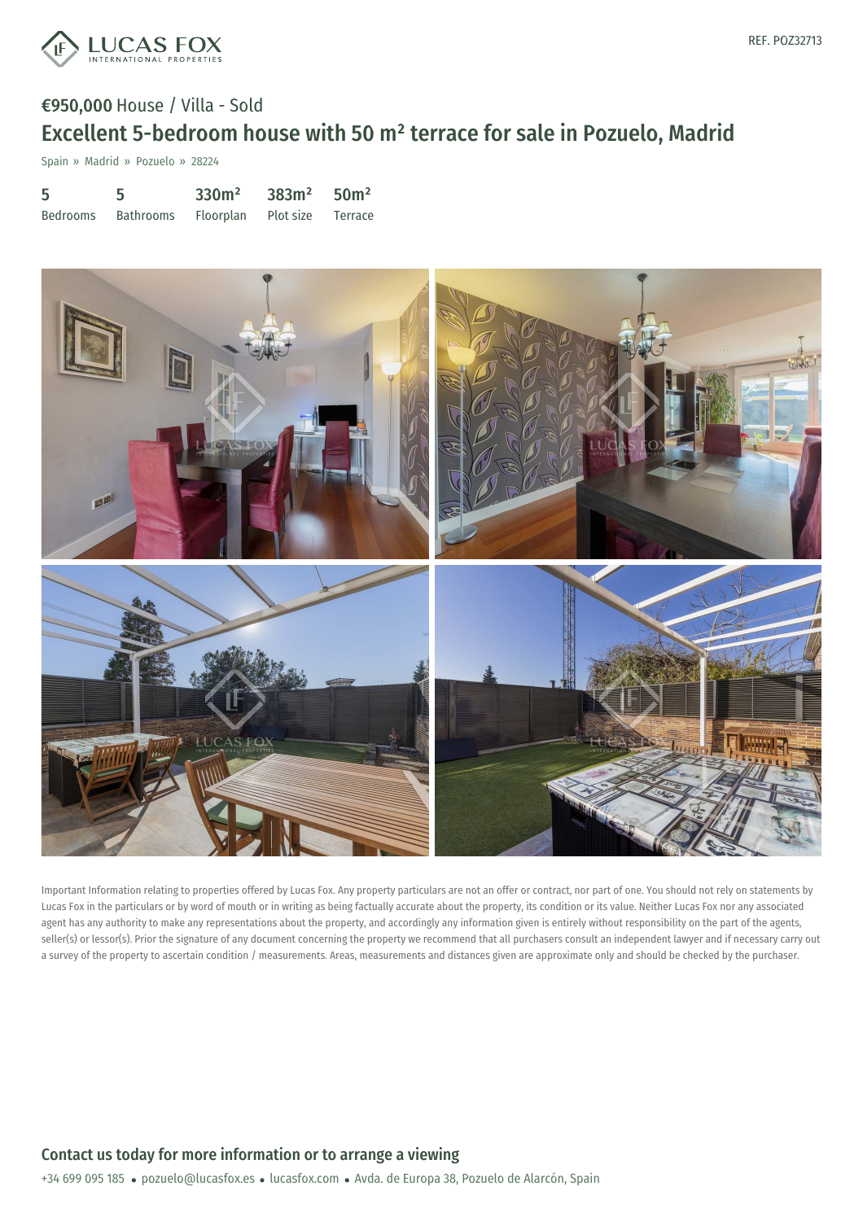REF. POZ32713

**€950,000** House / Villa - Sold

# Excellent 5-bedroom house with 50 m² terrace for sale in Pozuelo, Madrid

Spain » Madrid » Pozuelo » 28224

| 5 | 5 | 330m² | 383m² | 50m² |
|---|---|---|---|---|
| Bedrooms | Bathrooms | Floorplan | Plot size | Terrace |

Important Information relating to properties offered by Lucas Fox. Any property particulars are not an offer or contract, nor part of one. You should not rely on statements by Lucas Fox in the particulars or by word of mouth or in writing as being factually accurate about the property, its condition or its value. Neither Lucas Fox nor any associated agent has any authority to make any representations about the property, and accordingly any information given is entirely without responsibility on the part of the agents, seller(s) or lessor(s). Prior the signature of any document concerning the property we recommend that all purchasers consult an independent lawyer and if necessary carry out a survey of the property to ascertain condition / measurements. Areas, measurements and distances given are approximate only and should be checked by the purchaser.

## Contact us today for more information or to arrange a viewing

+34 699 095 185 • pozuelo@lucasfox.es • lucasfox.com • Avda. de Europa 38, Pozuelo de Alarcón, Spain